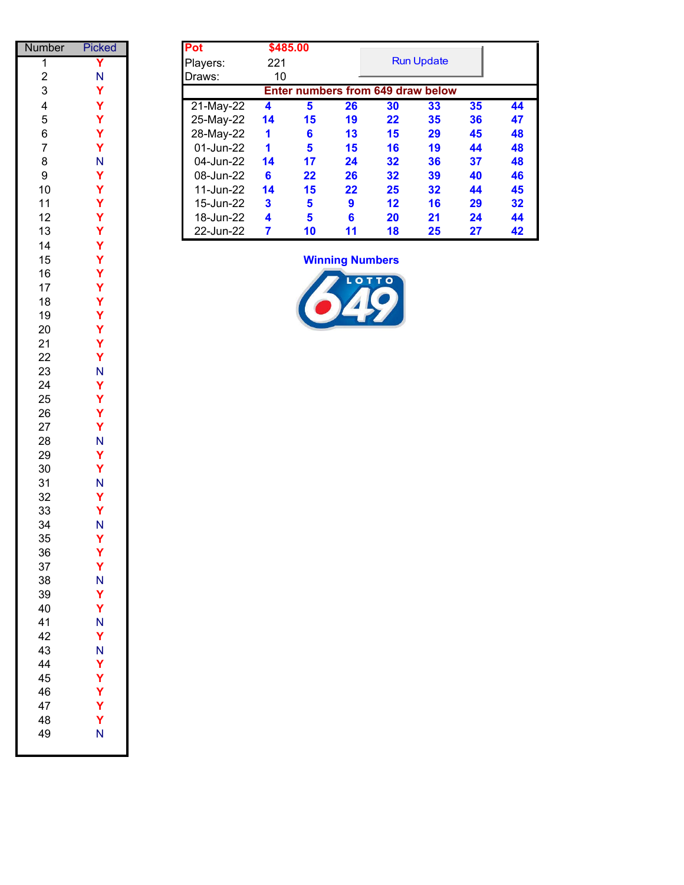| Number | Picked |
|---|---|
| 1 | Y |
| 2 | N |
| 3 | Y |
| 4 | Y |
| 5 | Y |
| 6 | Y |
| 7 | Y |
| 8 | N |
| 9 | Y |
| 10 | Y |
| 11 | Y |
| 12 | Y |
| 13 | Y |
| 14 | Y |
| 15 | Y |
| 16 | Y |
| 17 | Y |
| 18 | Y |
| 19 | Y |
| 20 | Y |
| 21 | Y |
| 22 | Y |
| 23 | N |
| 24 | Y |
| 25 | Y |
| 26 | Y |
| 27 | Y |
| 28 | N |
| 29 | Y |
| 30 | Y |
| 31 | N |
| 32 | Y |
| 33 | Y |
| 34 | N |
| 35 | Y |
| 36 | Y |
| 37 | Y |
| 38 | N |
| 39 | Y |
| 40 | Y |
| 41 | N |
| 42 | Y |
| 43 | N |
| 44 | Y |
| 45 | Y |
| 46 | Y |
| 47 | Y |
| 48 | Y |
| 49 | N |

**Pot** $485.00

Players: 221

Draws: 10

Run Update

**Enter numbers from 649 draw below**

| Date | | | | | | | |
|---|---|---|---|---|---|---|---|
| 21-May-22 | 4 | 5 | 26 | 30 | 33 | 35 | 44 |
| 25-May-22 | 14 | 15 | 19 | 22 | 35 | 36 | 47 |
| 28-May-22 | 1 | 6 | 13 | 15 | 29 | 45 | 48 |
| 01-Jun-22 | 1 | 5 | 15 | 16 | 19 | 44 | 48 |
| 04-Jun-22 | 14 | 17 | 24 | 32 | 36 | 37 | 48 |
| 08-Jun-22 | 6 | 22 | 26 | 32 | 39 | 40 | 46 |
| 11-Jun-22 | 14 | 15 | 22 | 25 | 32 | 44 | 45 |
| 15-Jun-22 | 3 | 5 | 9 | 12 | 16 | 29 | 32 |
| 18-Jun-22 | 4 | 5 | 6 | 20 | 21 | 24 | 44 |
| 22-Jun-22 | 7 | 10 | 11 | 18 | 25 | 27 | 42 |

**Winning Numbers**

LOTTO 649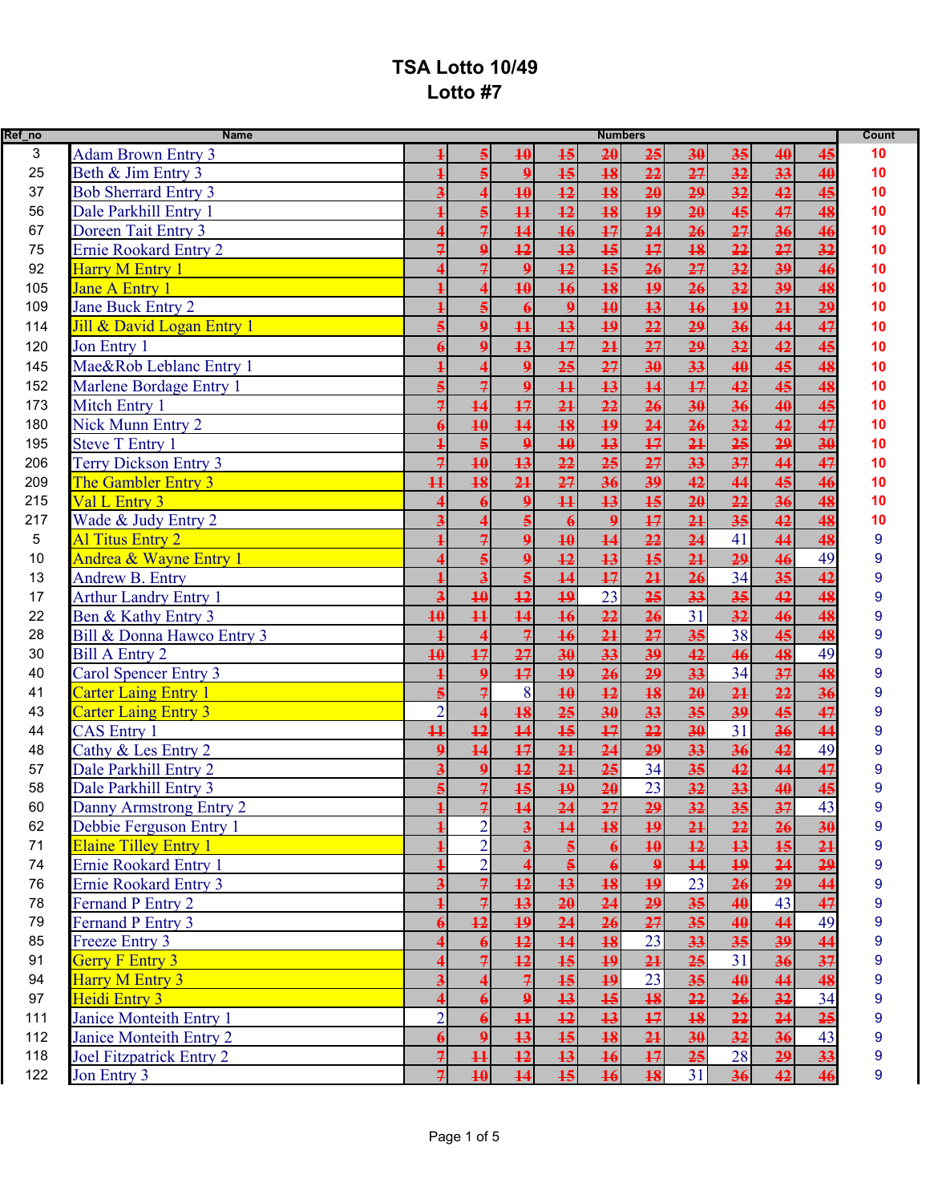# TSA Lotto 10/49
## Lotto #7

| Ref_no | Name | Numbers | | | | | | | | | | Count |
|---|---|---|---|---|---|---|---|---|---|---|---|---|
| 3 | Adam Brown Entry 3 | ~~1~~ | ~~5~~ | ~~10~~ | ~~15~~ | ~~20~~ | ~~25~~ | ~~30~~ | ~~35~~ | ~~40~~ | ~~45~~ | 10 |
| 25 | Beth & Jim Entry 3 | ~~1~~ | ~~5~~ | ~~9~~ | ~~15~~ | ~~18~~ | ~~22~~ | ~~27~~ | ~~32~~ | ~~33~~ | ~~40~~ | 10 |
| 37 | Bob Sherrard Entry 3 | ~~3~~ | ~~4~~ | ~~10~~ | ~~12~~ | ~~18~~ | ~~20~~ | ~~29~~ | ~~32~~ | ~~42~~ | ~~45~~ | 10 |
| 56 | Dale Parkhill Entry 1 | ~~1~~ | ~~5~~ | ~~11~~ | ~~12~~ | ~~18~~ | ~~19~~ | ~~20~~ | ~~45~~ | ~~47~~ | ~~48~~ | 10 |
| 67 | Doreen Tait Entry 3 | ~~4~~ | ~~7~~ | ~~14~~ | ~~16~~ | ~~17~~ | ~~24~~ | ~~26~~ | ~~27~~ | ~~36~~ | ~~46~~ | 10 |
| 75 | Ernie Rookard Entry 2 | ~~7~~ | ~~9~~ | ~~12~~ | ~~13~~ | ~~15~~ | ~~17~~ | ~~18~~ | ~~22~~ | ~~27~~ | ~~32~~ | 10 |
| 92 | Harry M Entry 1 | ~~4~~ | ~~7~~ | ~~9~~ | ~~12~~ | ~~15~~ | ~~26~~ | ~~27~~ | ~~32~~ | ~~39~~ | ~~46~~ | 10 |
| 105 | Jane A Entry 1 | ~~1~~ | ~~4~~ | ~~10~~ | ~~16~~ | ~~18~~ | ~~19~~ | ~~26~~ | ~~32~~ | ~~39~~ | ~~48~~ | 10 |
| 109 | Jane Buck Entry 2 | ~~1~~ | ~~5~~ | ~~6~~ | ~~9~~ | ~~10~~ | ~~13~~ | ~~16~~ | ~~19~~ | ~~21~~ | ~~29~~ | 10 |
| 114 | Jill & David Logan Entry 1 | ~~5~~ | ~~9~~ | ~~11~~ | ~~13~~ | ~~19~~ | ~~22~~ | ~~29~~ | ~~36~~ | ~~44~~ | ~~47~~ | 10 |
| 120 | Jon Entry 1 | ~~6~~ | ~~9~~ | ~~13~~ | ~~17~~ | ~~21~~ | ~~27~~ | ~~29~~ | ~~32~~ | ~~42~~ | ~~45~~ | 10 |
| 145 | Mae&Rob Leblanc Entry 1 | ~~1~~ | ~~4~~ | ~~9~~ | ~~25~~ | ~~27~~ | ~~30~~ | ~~33~~ | ~~40~~ | ~~45~~ | ~~48~~ | 10 |
| 152 | Marlene Bordage Entry 1 | ~~5~~ | ~~7~~ | ~~9~~ | ~~11~~ | ~~13~~ | ~~14~~ | ~~17~~ | ~~42~~ | ~~45~~ | ~~48~~ | 10 |
| 173 | Mitch Entry 1 | ~~7~~ | ~~14~~ | ~~17~~ | ~~21~~ | ~~22~~ | ~~26~~ | ~~30~~ | ~~36~~ | ~~40~~ | ~~45~~ | 10 |
| 180 | Nick Munn Entry 2 | ~~6~~ | ~~10~~ | ~~14~~ | ~~18~~ | ~~19~~ | ~~24~~ | ~~26~~ | ~~32~~ | ~~42~~ | ~~47~~ | 10 |
| 195 | Steve T Entry 1 | ~~1~~ | ~~5~~ | ~~9~~ | ~~10~~ | ~~13~~ | ~~17~~ | ~~21~~ | ~~25~~ | ~~29~~ | ~~30~~ | 10 |
| 206 | Terry Dickson Entry 3 | ~~7~~ | ~~10~~ | ~~13~~ | ~~22~~ | ~~25~~ | ~~27~~ | ~~33~~ | ~~37~~ | ~~44~~ | ~~47~~ | 10 |
| 209 | The Gambler Entry 3 | ~~11~~ | ~~18~~ | ~~21~~ | ~~27~~ | ~~36~~ | ~~39~~ | ~~42~~ | ~~44~~ | ~~45~~ | ~~46~~ | 10 |
| 215 | Val L Entry 3 | ~~4~~ | ~~6~~ | ~~9~~ | ~~11~~ | ~~13~~ | ~~15~~ | ~~20~~ | ~~22~~ | ~~36~~ | ~~48~~ | 10 |
| 217 | Wade & Judy Entry 2 | ~~3~~ | ~~4~~ | ~~5~~ | ~~6~~ | ~~9~~ | ~~17~~ | ~~21~~ | ~~35~~ | ~~42~~ | ~~48~~ | 10 |
| 5 | Al Titus Entry 2 | ~~1~~ | ~~7~~ | ~~9~~ | ~~10~~ | ~~14~~ | ~~22~~ | ~~24~~ | 41 | ~~44~~ | ~~48~~ | 9 |
| 10 | Andrea & Wayne Entry 1 | ~~4~~ | ~~5~~ | ~~9~~ | ~~12~~ | ~~13~~ | ~~15~~ | ~~21~~ | ~~29~~ | ~~46~~ | 49 | 9 |
| 13 | Andrew B. Entry | ~~1~~ | ~~3~~ | ~~5~~ | ~~14~~ | ~~17~~ | ~~21~~ | ~~26~~ | 34 | ~~35~~ | ~~42~~ | 9 |
| 17 | Arthur Landry Entry 1 | ~~3~~ | ~~10~~ | ~~12~~ | ~~19~~ | 23 | ~~25~~ | ~~33~~ | ~~35~~ | ~~42~~ | ~~48~~ | 9 |
| 22 | Ben & Kathy Entry 3 | ~~10~~ | ~~11~~ | ~~14~~ | ~~16~~ | ~~22~~ | ~~26~~ | 31 | ~~32~~ | ~~46~~ | ~~48~~ | 9 |
| 28 | Bill & Donna Hawco Entry 3 | ~~1~~ | ~~4~~ | ~~7~~ | ~~16~~ | ~~21~~ | ~~27~~ | ~~35~~ | 38 | ~~45~~ | ~~48~~ | 9 |
| 30 | Bill A Entry 2 | ~~10~~ | ~~17~~ | ~~27~~ | ~~30~~ | ~~33~~ | ~~39~~ | ~~42~~ | ~~46~~ | ~~48~~ | 49 | 9 |
| 40 | Carol Spencer Entry 3 | ~~1~~ | ~~9~~ | ~~17~~ | ~~19~~ | ~~26~~ | ~~29~~ | ~~33~~ | 34 | ~~37~~ | ~~48~~ | 9 |
| 41 | Carter Laing Entry 1 | ~~5~~ | ~~7~~ | 8 | ~~10~~ | ~~12~~ | ~~18~~ | ~~20~~ | ~~21~~ | ~~22~~ | ~~36~~ | 9 |
| 43 | Carter Laing Entry 3 | 2 | ~~4~~ | ~~18~~ | ~~25~~ | ~~30~~ | ~~33~~ | ~~35~~ | ~~39~~ | ~~45~~ | ~~47~~ | 9 |
| 44 | CAS Entry 1 | ~~11~~ | ~~12~~ | ~~14~~ | ~~15~~ | ~~17~~ | ~~22~~ | ~~30~~ | 31 | ~~36~~ | ~~44~~ | 9 |
| 48 | Cathy & Les Entry 2 | ~~9~~ | ~~14~~ | ~~17~~ | ~~21~~ | ~~24~~ | ~~29~~ | ~~33~~ | ~~36~~ | ~~42~~ | 49 | 9 |
| 57 | Dale Parkhill Entry 2 | ~~3~~ | ~~9~~ | ~~12~~ | ~~21~~ | ~~25~~ | 34 | ~~35~~ | ~~42~~ | ~~44~~ | ~~47~~ | 9 |
| 58 | Dale Parkhill Entry 3 | ~~5~~ | ~~7~~ | ~~15~~ | ~~19~~ | ~~20~~ | 23 | ~~32~~ | ~~33~~ | ~~40~~ | ~~45~~ | 9 |
| 60 | Danny Armstrong Entry 2 | ~~1~~ | ~~7~~ | ~~14~~ | ~~24~~ | ~~27~~ | ~~29~~ | ~~32~~ | ~~35~~ | ~~37~~ | 43 | 9 |
| 62 | Debbie Ferguson Entry 1 | ~~1~~ | 2 | ~~3~~ | ~~14~~ | ~~18~~ | ~~19~~ | ~~21~~ | ~~22~~ | ~~26~~ | ~~30~~ | 9 |
| 71 | Elaine Tilley Entry 1 | ~~1~~ | 2 | ~~3~~ | ~~5~~ | ~~6~~ | ~~10~~ | ~~12~~ | ~~13~~ | ~~15~~ | ~~21~~ | 9 |
| 74 | Ernie Rookard Entry 1 | ~~1~~ | 2 | ~~4~~ | ~~5~~ | ~~6~~ | ~~9~~ | ~~14~~ | ~~19~~ | ~~24~~ | ~~29~~ | 9 |
| 76 | Ernie Rookard Entry 3 | ~~3~~ | ~~7~~ | ~~12~~ | ~~13~~ | ~~18~~ | ~~19~~ | 23 | ~~26~~ | ~~29~~ | ~~44~~ | 9 |
| 78 | Fernand P Entry 2 | ~~1~~ | ~~7~~ | ~~13~~ | ~~20~~ | ~~24~~ | ~~29~~ | ~~35~~ | ~~40~~ | 43 | ~~47~~ | 9 |
| 79 | Fernand P Entry 3 | ~~6~~ | ~~12~~ | ~~19~~ | ~~24~~ | ~~26~~ | ~~27~~ | ~~35~~ | ~~40~~ | ~~44~~ | 49 | 9 |
| 85 | Freeze Entry 3 | ~~4~~ | ~~6~~ | ~~12~~ | ~~14~~ | ~~18~~ | 23 | ~~33~~ | ~~35~~ | ~~39~~ | ~~44~~ | 9 |
| 91 | Gerry F Entry 3 | ~~4~~ | ~~7~~ | ~~12~~ | ~~15~~ | ~~19~~ | ~~21~~ | ~~25~~ | 31 | ~~36~~ | ~~37~~ | 9 |
| 94 | Harry M Entry 3 | ~~3~~ | ~~4~~ | ~~7~~ | ~~15~~ | ~~19~~ | 23 | ~~35~~ | ~~40~~ | ~~44~~ | ~~48~~ | 9 |
| 97 | Heidi Entry 3 | ~~4~~ | ~~6~~ | ~~9~~ | ~~13~~ | ~~15~~ | ~~18~~ | ~~22~~ | ~~26~~ | ~~32~~ | 34 | 9 |
| 111 | Janice Monteith Entry 1 | 2 | ~~6~~ | ~~11~~ | ~~12~~ | ~~13~~ | ~~17~~ | ~~18~~ | ~~22~~ | ~~24~~ | ~~25~~ | 9 |
| 112 | Janice Monteith Entry 2 | ~~6~~ | ~~9~~ | ~~13~~ | ~~15~~ | ~~18~~ | ~~21~~ | ~~30~~ | ~~32~~ | ~~36~~ | 43 | 9 |
| 118 | Joel Fitzpatrick Entry 2 | ~~7~~ | ~~11~~ | ~~12~~ | ~~13~~ | ~~16~~ | ~~17~~ | ~~25~~ | 28 | ~~29~~ | ~~33~~ | 9 |
| 122 | Jon Entry 3 | ~~7~~ | ~~10~~ | ~~14~~ | ~~15~~ | ~~16~~ | ~~18~~ | 31 | ~~36~~ | ~~42~~ | ~~46~~ | 9 |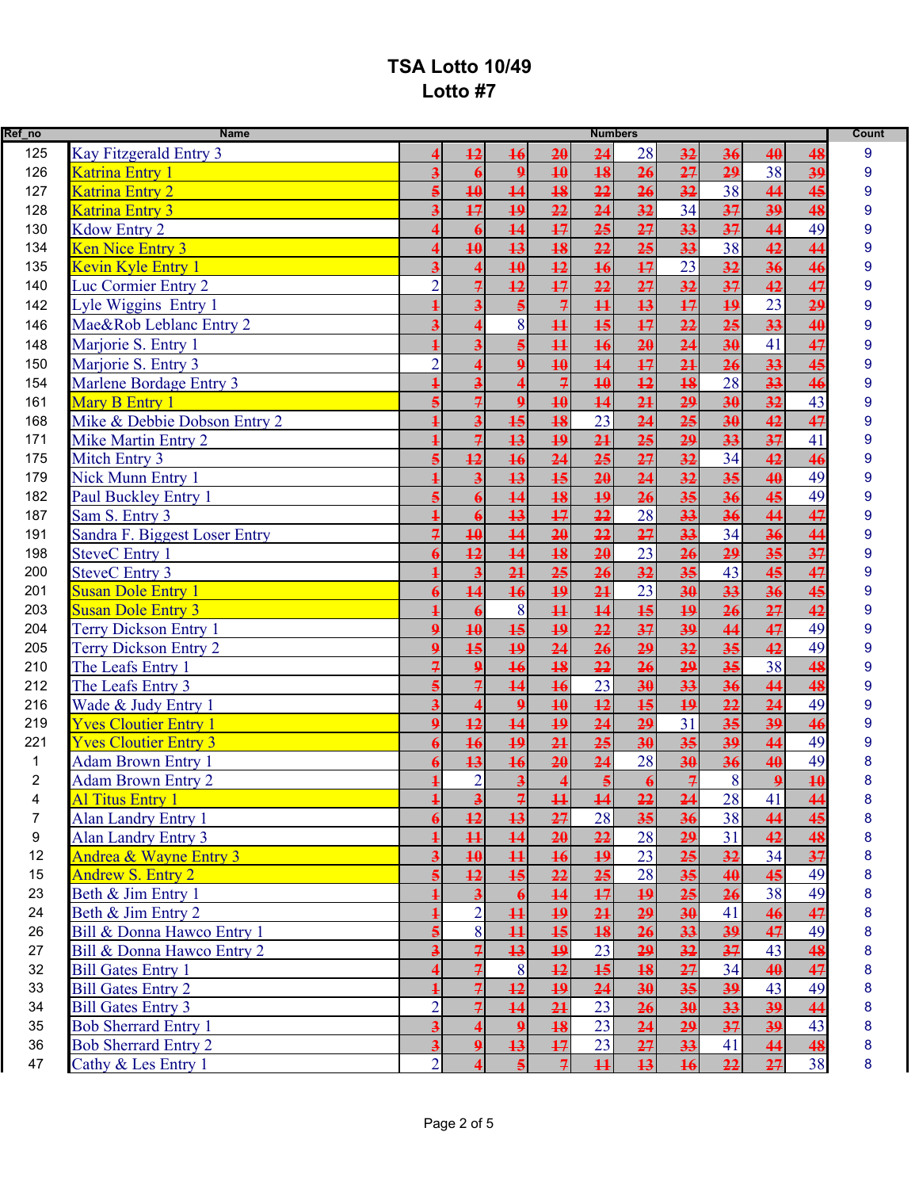# TSA Lotto 10/49
## Lotto #7

| Ref_no | Name | Numbers | | | | | | | | | | Count |
|---|---|---|---|---|---|---|---|---|---|---|---|---|
| 125 | Kay Fitzgerald Entry 3 | 4 | 12 | 16 | 20 | 24 | 28 | 32 | 36 | 40 | 48 | 9 |
| 126 | Katrina Entry 1 | 3 | 6 | 9 | 10 | 18 | 26 | 27 | 29 | 38 | 39 | 9 |
| 127 | Katrina Entry 2 | 5 | 10 | 14 | 18 | 22 | 26 | 32 | 38 | 44 | 45 | 9 |
| 128 | Katrina Entry 3 | 3 | 17 | 19 | 22 | 24 | 32 | 34 | 37 | 39 | 48 | 9 |
| 130 | Kdow Entry 2 | 4 | 6 | 14 | 17 | 25 | 27 | 33 | 37 | 44 | 49 | 9 |
| 134 | Ken Nice Entry 3 | 4 | 10 | 13 | 18 | 22 | 25 | 33 | 38 | 42 | 44 | 9 |
| 135 | Kevin Kyle Entry 1 | 3 | 4 | 10 | 12 | 16 | 17 | 23 | 32 | 36 | 46 | 9 |
| 140 | Luc Cormier Entry 2 | 2 | 7 | 12 | 17 | 22 | 27 | 32 | 37 | 42 | 47 | 9 |
| 142 | Lyle Wiggins Entry 1 | 1 | 3 | 5 | 7 | 11 | 13 | 17 | 19 | 23 | 29 | 9 |
| 146 | Mae&Rob Leblanc Entry 2 | 3 | 4 | 8 | 11 | 15 | 17 | 22 | 25 | 33 | 40 | 9 |
| 148 | Marjorie S. Entry 1 | 1 | 3 | 5 | 11 | 16 | 20 | 24 | 30 | 41 | 47 | 9 |
| 150 | Marjorie S. Entry 3 | 2 | 4 | 9 | 10 | 14 | 17 | 21 | 26 | 33 | 45 | 9 |
| 154 | Marlene Bordage Entry 3 | 1 | 3 | 4 | 7 | 10 | 12 | 18 | 28 | 33 | 46 | 9 |
| 161 | Mary B Entry 1 | 5 | 7 | 9 | 10 | 14 | 21 | 29 | 30 | 32 | 43 | 9 |
| 168 | Mike & Debbie Dobson Entry 2 | 1 | 3 | 15 | 18 | 23 | 24 | 25 | 30 | 42 | 47 | 9 |
| 171 | Mike Martin Entry 2 | 1 | 7 | 13 | 19 | 21 | 25 | 29 | 33 | 37 | 41 | 9 |
| 175 | Mitch Entry 3 | 5 | 12 | 16 | 24 | 25 | 27 | 32 | 34 | 42 | 46 | 9 |
| 179 | Nick Munn Entry 1 | 1 | 3 | 13 | 15 | 20 | 24 | 32 | 35 | 40 | 49 | 9 |
| 182 | Paul Buckley Entry 1 | 5 | 6 | 14 | 18 | 19 | 26 | 35 | 36 | 45 | 49 | 9 |
| 187 | Sam S. Entry 3 | 1 | 6 | 13 | 17 | 22 | 28 | 33 | 36 | 44 | 47 | 9 |
| 191 | Sandra F. Biggest Loser Entry | 7 | 10 | 14 | 20 | 22 | 27 | 33 | 34 | 36 | 44 | 9 |
| 198 | SteveC Entry 1 | 6 | 12 | 14 | 18 | 20 | 23 | 26 | 29 | 35 | 37 | 9 |
| 200 | SteveC Entry 3 | 1 | 3 | 21 | 25 | 26 | 32 | 35 | 43 | 45 | 47 | 9 |
| 201 | Susan Dole Entry 1 | 6 | 14 | 16 | 19 | 21 | 23 | 30 | 33 | 36 | 45 | 9 |
| 203 | Susan Dole Entry 3 | 1 | 6 | 8 | 11 | 14 | 15 | 19 | 26 | 27 | 42 | 9 |
| 204 | Terry Dickson Entry 1 | 9 | 10 | 15 | 19 | 22 | 37 | 39 | 44 | 47 | 49 | 9 |
| 205 | Terry Dickson Entry 2 | 9 | 15 | 19 | 24 | 26 | 29 | 32 | 35 | 42 | 49 | 9 |
| 210 | The Leafs Entry 1 | 7 | 9 | 16 | 18 | 22 | 26 | 29 | 35 | 38 | 48 | 9 |
| 212 | The Leafs Entry 3 | 5 | 7 | 14 | 16 | 23 | 30 | 33 | 36 | 44 | 48 | 9 |
| 216 | Wade & Judy Entry 1 | 3 | 4 | 9 | 10 | 12 | 15 | 19 | 22 | 24 | 49 | 9 |
| 219 | Yves Cloutier Entry 1 | 9 | 12 | 14 | 19 | 24 | 29 | 31 | 35 | 39 | 46 | 9 |
| 221 | Yves Cloutier Entry 3 | 6 | 16 | 19 | 21 | 25 | 30 | 35 | 39 | 44 | 49 | 9 |
| 1 | Adam Brown Entry 1 | 6 | 13 | 16 | 20 | 24 | 28 | 30 | 36 | 40 | 49 | 8 |
| 2 | Adam Brown Entry 2 | 1 | 2 | 3 | 4 | 5 | 6 | 7 | 8 | 9 | 10 | 8 |
| 4 | Al Titus Entry 1 | 1 | 3 | 7 | 11 | 14 | 22 | 24 | 28 | 41 | 44 | 8 |
| 7 | Alan Landry Entry 1 | 6 | 12 | 13 | 27 | 28 | 35 | 36 | 38 | 44 | 45 | 8 |
| 9 | Alan Landry Entry 3 | 1 | 11 | 14 | 20 | 22 | 28 | 29 | 31 | 42 | 48 | 8 |
| 12 | Andrea & Wayne Entry 3 | 3 | 10 | 11 | 16 | 19 | 23 | 25 | 32 | 34 | 37 | 8 |
| 15 | Andrew S. Entry 2 | 5 | 12 | 15 | 22 | 25 | 28 | 35 | 40 | 45 | 49 | 8 |
| 23 | Beth & Jim Entry 1 | 1 | 3 | 6 | 14 | 17 | 19 | 25 | 26 | 38 | 49 | 8 |
| 24 | Beth & Jim Entry 2 | 1 | 2 | 11 | 19 | 21 | 29 | 30 | 41 | 46 | 47 | 8 |
| 26 | Bill & Donna Hawco Entry 1 | 5 | 8 | 11 | 15 | 18 | 26 | 33 | 39 | 47 | 49 | 8 |
| 27 | Bill & Donna Hawco Entry 2 | 3 | 7 | 13 | 19 | 23 | 29 | 32 | 37 | 43 | 48 | 8 |
| 32 | Bill Gates Entry 1 | 4 | 7 | 8 | 12 | 15 | 18 | 27 | 34 | 40 | 47 | 8 |
| 33 | Bill Gates Entry 2 | 1 | 7 | 12 | 19 | 24 | 30 | 35 | 39 | 43 | 49 | 8 |
| 34 | Bill Gates Entry 3 | 2 | 7 | 14 | 21 | 23 | 26 | 30 | 33 | 39 | 44 | 8 |
| 35 | Bob Sherrard Entry 1 | 3 | 4 | 9 | 18 | 23 | 24 | 29 | 37 | 39 | 43 | 8 |
| 36 | Bob Sherrard Entry 2 | 3 | 9 | 13 | 17 | 23 | 27 | 33 | 41 | 44 | 48 | 8 |
| 47 | Cathy & Les Entry 1 | 2 | 4 | 5 | 7 | 11 | 13 | 16 | 22 | 27 | 38 | 8 |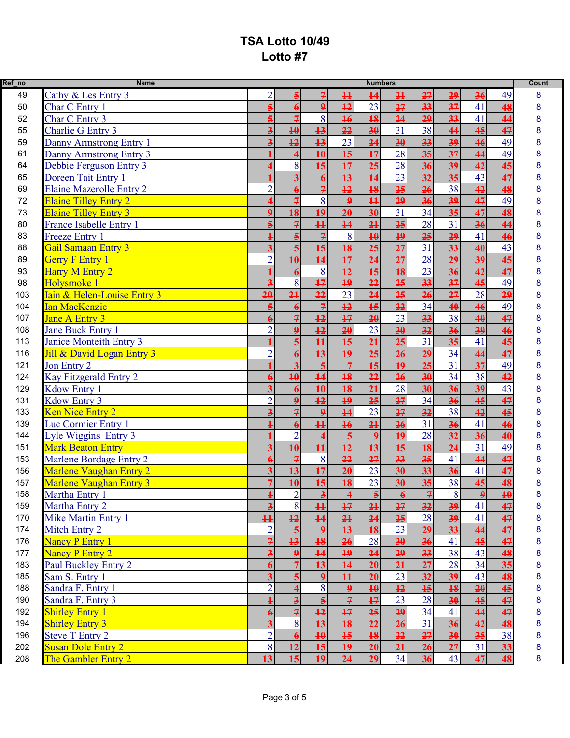# TSA Lotto 10/49
## Lotto #7

| Ref_no | Name | Numbers | | | | | | | | | | Count |
|---|---|---|---|---|---|---|---|---|---|---|---|---|
| 49 | Cathy & Les Entry 3 | 2 | 5 | 7 | 11 | 14 | 21 | 27 | 29 | 36 | 49 | 8 |
| 50 | Char C Entry 1 | 5 | 6 | 9 | 12 | 23 | 27 | 33 | 37 | 41 | 48 | 8 |
| 52 | Char C Entry 3 | 5 | 7 | 8 | 16 | 18 | 24 | 29 | 33 | 41 | 44 | 8 |
| 55 | Charlie G Entry 3 | 3 | 10 | 13 | 22 | 30 | 31 | 38 | 44 | 45 | 47 | 8 |
| 59 | Danny Armstrong Entry 1 | 3 | 12 | 13 | 23 | 24 | 30 | 33 | 39 | 46 | 49 | 8 |
| 61 | Danny Armstrong Entry 3 | 1 | 4 | 10 | 15 | 17 | 28 | 35 | 37 | 44 | 49 | 8 |
| 64 | Debbie Ferguson Entry 3 | 4 | 8 | 15 | 17 | 25 | 28 | 36 | 39 | 42 | 45 | 8 |
| 65 | Doreen Tait Entry 1 | 1 | 3 | 6 | 13 | 14 | 23 | 32 | 35 | 43 | 47 | 8 |
| 69 | Elaine Mazerolle Entry 2 | 2 | 6 | 7 | 12 | 18 | 25 | 26 | 38 | 42 | 48 | 8 |
| 72 | Elaine Tilley Entry 2 | 4 | 7 | 8 | 9 | 11 | 29 | 36 | 39 | 47 | 49 | 8 |
| 73 | Elaine Tilley Entry 3 | 9 | 18 | 19 | 20 | 30 | 31 | 34 | 35 | 47 | 48 | 8 |
| 80 | France Isabelle Entry 1 | 5 | 7 | 11 | 14 | 21 | 25 | 28 | 31 | 36 | 44 | 8 |
| 83 | Freeze Entry 1 | 1 | 5 | 7 | 8 | 10 | 19 | 25 | 29 | 41 | 46 | 8 |
| 88 | Gail Samaan Entry 3 | 3 | 5 | 15 | 18 | 25 | 27 | 31 | 33 | 40 | 43 | 8 |
| 89 | Gerry F Entry 1 | 2 | 10 | 14 | 17 | 24 | 27 | 28 | 29 | 39 | 45 | 8 |
| 93 | Harry M Entry 2 | 1 | 6 | 8 | 12 | 15 | 18 | 23 | 36 | 42 | 47 | 8 |
| 98 | Holysmoke 1 | 3 | 8 | 17 | 19 | 22 | 25 | 33 | 37 | 45 | 49 | 8 |
| 103 | Iain & Helen-Louise Entry 3 | 20 | 21 | 22 | 23 | 24 | 25 | 26 | 27 | 28 | 29 | 8 |
| 104 | Ian MacKenzie | 5 | 6 | 7 | 12 | 15 | 22 | 34 | 40 | 46 | 49 | 8 |
| 107 | Jane A Entry 3 | 6 | 7 | 12 | 17 | 20 | 23 | 33 | 38 | 40 | 47 | 8 |
| 108 | Jane Buck Entry 1 | 2 | 9 | 12 | 20 | 23 | 30 | 32 | 36 | 39 | 46 | 8 |
| 113 | Janice Monteith Entry 3 | 1 | 5 | 11 | 15 | 21 | 25 | 31 | 35 | 41 | 45 | 8 |
| 116 | Jill & David Logan Entry 3 | 2 | 6 | 13 | 19 | 25 | 26 | 29 | 34 | 44 | 47 | 8 |
| 121 | Jon Entry 2 | 1 | 3 | 5 | 7 | 15 | 19 | 25 | 31 | 37 | 49 | 8 |
| 124 | Kay Fitzgerald Entry 2 | 6 | 10 | 14 | 18 | 22 | 26 | 30 | 34 | 38 | 42 | 8 |
| 129 | Kdow Entry 1 | 3 | 6 | 10 | 18 | 21 | 28 | 30 | 36 | 39 | 43 | 8 |
| 131 | Kdow Entry 3 | 2 | 9 | 12 | 19 | 25 | 27 | 34 | 36 | 45 | 47 | 8 |
| 133 | Ken Nice Entry 2 | 3 | 7 | 9 | 14 | 23 | 27 | 32 | 38 | 42 | 45 | 8 |
| 139 | Luc Cormier Entry 1 | 1 | 6 | 11 | 16 | 21 | 26 | 31 | 36 | 41 | 46 | 8 |
| 144 | Lyle Wiggins Entry 3 | 1 | 2 | 4 | 5 | 9 | 19 | 28 | 32 | 36 | 40 | 8 |
| 151 | Mark Beaton Entry | 3 | 10 | 11 | 12 | 13 | 15 | 18 | 24 | 31 | 49 | 8 |
| 153 | Marlene Bordage Entry 2 | 6 | 7 | 8 | 22 | 27 | 33 | 35 | 41 | 44 | 47 | 8 |
| 156 | Marlene Vaughan Entry 2 | 3 | 13 | 17 | 20 | 23 | 30 | 33 | 36 | 41 | 47 | 8 |
| 157 | Marlene Vaughan Entry 3 | 7 | 10 | 15 | 18 | 23 | 30 | 35 | 38 | 45 | 48 | 8 |
| 158 | Martha Entry 1 | 1 | 2 | 3 | 4 | 5 | 6 | 7 | 8 | 9 | 10 | 8 |
| 159 | Martha Entry 2 | 3 | 8 | 11 | 17 | 21 | 27 | 32 | 39 | 41 | 47 | 8 |
| 170 | Mike Martin Entry 1 | 11 | 12 | 14 | 21 | 24 | 25 | 28 | 39 | 41 | 47 | 8 |
| 174 | Mitch Entry 2 | 2 | 5 | 9 | 13 | 18 | 23 | 29 | 33 | 44 | 47 | 8 |
| 176 | Nancy P Entry 1 | 7 | 13 | 18 | 26 | 28 | 30 | 36 | 41 | 45 | 47 | 8 |
| 177 | Nancy P Entry 2 | 3 | 9 | 14 | 19 | 24 | 29 | 33 | 38 | 43 | 48 | 8 |
| 183 | Paul Buckley Entry 2 | 6 | 7 | 13 | 14 | 20 | 21 | 27 | 28 | 34 | 35 | 8 |
| 185 | Sam S. Entry 1 | 3 | 5 | 9 | 11 | 20 | 23 | 32 | 39 | 43 | 48 | 8 |
| 188 | Sandra F. Entry 1 | 2 | 4 | 8 | 9 | 10 | 12 | 15 | 18 | 20 | 45 | 8 |
| 190 | Sandra F. Entry 3 | 1 | 3 | 5 | 7 | 17 | 23 | 28 | 30 | 45 | 47 | 8 |
| 192 | Shirley Entry 1 | 6 | 7 | 12 | 17 | 25 | 29 | 34 | 41 | 44 | 47 | 8 |
| 194 | Shirley Entry 3 | 3 | 8 | 13 | 18 | 22 | 26 | 31 | 36 | 42 | 48 | 8 |
| 196 | Steve T Entry 2 | 2 | 6 | 10 | 15 | 18 | 22 | 27 | 30 | 35 | 38 | 8 |
| 202 | Susan Dole Entry 2 | 8 | 12 | 15 | 19 | 20 | 21 | 26 | 27 | 31 | 33 | 8 |
| 208 | The Gambler Entry 2 | 13 | 15 | 19 | 24 | 29 | 34 | 36 | 43 | 47 | 48 | 8 |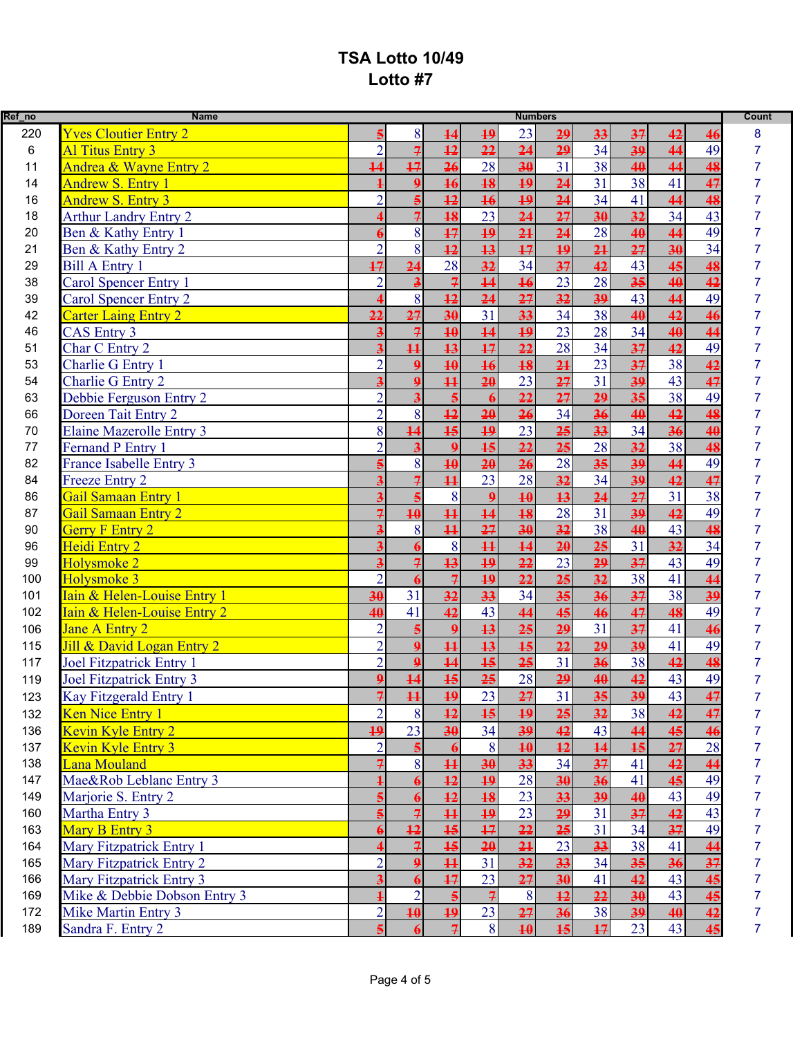# TSA Lotto 10/49
## Lotto #7

| Ref_no | Name | Numbers | | | | | | | | | | Count |
|---|---|---|---|---|---|---|---|---|---|---|---|---|
| 220 | Yves Cloutier Entry 2 | 5 | 8 | 14 | 19 | 23 | 29 | 33 | 37 | 42 | 46 | 8 |
| 6 | Al Titus Entry 3 | 2 | 7 | 12 | 22 | 24 | 29 | 34 | 39 | 44 | 49 | 7 |
| 11 | Andrea & Wayne Entry 2 | 14 | 17 | 26 | 28 | 30 | 31 | 38 | 40 | 44 | 48 | 7 |
| 14 | Andrew S. Entry 1 | 1 | 9 | 16 | 18 | 19 | 24 | 31 | 38 | 41 | 47 | 7 |
| 16 | Andrew S. Entry 3 | 2 | 5 | 12 | 16 | 19 | 24 | 34 | 41 | 44 | 48 | 7 |
| 18 | Arthur Landry Entry 2 | 4 | 7 | 18 | 23 | 24 | 27 | 30 | 32 | 34 | 43 | 7 |
| 20 | Ben & Kathy Entry 1 | 6 | 8 | 17 | 19 | 21 | 24 | 28 | 40 | 44 | 49 | 7 |
| 21 | Ben & Kathy Entry 2 | 2 | 8 | 12 | 13 | 17 | 19 | 21 | 27 | 30 | 34 | 7 |
| 29 | Bill A Entry 1 | 17 | 24 | 28 | 32 | 34 | 37 | 42 | 43 | 45 | 48 | 7 |
| 38 | Carol Spencer Entry 1 | 2 | 3 | 7 | 14 | 16 | 23 | 28 | 35 | 40 | 42 | 7 |
| 39 | Carol Spencer Entry 2 | 4 | 8 | 12 | 24 | 27 | 32 | 39 | 43 | 44 | 49 | 7 |
| 42 | Carter Laing Entry 2 | 22 | 27 | 30 | 31 | 33 | 34 | 38 | 40 | 42 | 46 | 7 |
| 46 | CAS Entry 3 | 3 | 7 | 10 | 14 | 19 | 23 | 28 | 34 | 40 | 44 | 7 |
| 51 | Char C Entry 2 | 3 | 11 | 13 | 17 | 22 | 28 | 34 | 37 | 42 | 49 | 7 |
| 53 | Charlie G Entry 1 | 2 | 9 | 10 | 16 | 18 | 21 | 23 | 37 | 38 | 42 | 7 |
| 54 | Charlie G Entry 2 | 3 | 9 | 11 | 20 | 23 | 27 | 31 | 39 | 43 | 47 | 7 |
| 63 | Debbie Ferguson Entry 2 | 2 | 3 | 5 | 6 | 22 | 27 | 29 | 35 | 38 | 49 | 7 |
| 66 | Doreen Tait Entry 2 | 2 | 8 | 12 | 20 | 26 | 34 | 36 | 40 | 42 | 48 | 7 |
| 70 | Elaine Mazerolle Entry 3 | 8 | 14 | 15 | 19 | 23 | 25 | 33 | 34 | 36 | 40 | 7 |
| 77 | Fernand P Entry 1 | 2 | 3 | 9 | 15 | 22 | 25 | 28 | 32 | 38 | 48 | 7 |
| 82 | France Isabelle Entry 3 | 5 | 8 | 10 | 20 | 26 | 28 | 35 | 39 | 44 | 49 | 7 |
| 84 | Freeze Entry 2 | 3 | 7 | 11 | 23 | 28 | 32 | 34 | 39 | 42 | 47 | 7 |
| 86 | Gail Samaan Entry 1 | 3 | 5 | 8 | 9 | 10 | 13 | 24 | 27 | 31 | 38 | 7 |
| 87 | Gail Samaan Entry 2 | 7 | 10 | 11 | 14 | 18 | 28 | 31 | 39 | 42 | 49 | 7 |
| 90 | Gerry F Entry 2 | 3 | 8 | 11 | 27 | 30 | 32 | 38 | 40 | 43 | 48 | 7 |
| 96 | Heidi Entry 2 | 3 | 6 | 8 | 11 | 14 | 20 | 25 | 31 | 32 | 34 | 7 |
| 99 | Holysmoke 2 | 3 | 7 | 13 | 19 | 22 | 23 | 29 | 37 | 43 | 49 | 7 |
| 100 | Holysmoke 3 | 2 | 6 | 7 | 19 | 22 | 25 | 32 | 38 | 41 | 44 | 7 |
| 101 | Iain & Helen-Louise Entry 1 | 30 | 31 | 32 | 33 | 34 | 35 | 36 | 37 | 38 | 39 | 7 |
| 102 | Iain & Helen-Louise Entry 2 | 40 | 41 | 42 | 43 | 44 | 45 | 46 | 47 | 48 | 49 | 7 |
| 106 | Jane A Entry 2 | 2 | 5 | 9 | 13 | 25 | 29 | 31 | 37 | 41 | 46 | 7 |
| 115 | Jill & David Logan Entry 2 | 2 | 9 | 11 | 13 | 15 | 22 | 29 | 39 | 41 | 49 | 7 |
| 117 | Joel Fitzpatrick Entry 1 | 2 | 9 | 14 | 15 | 25 | 31 | 36 | 38 | 42 | 48 | 7 |
| 119 | Joel Fitzpatrick Entry 3 | 9 | 14 | 15 | 25 | 28 | 29 | 40 | 42 | 43 | 49 | 7 |
| 123 | Kay Fitzgerald Entry 1 | 7 | 11 | 19 | 23 | 27 | 31 | 35 | 39 | 43 | 47 | 7 |
| 132 | Ken Nice Entry 1 | 2 | 8 | 12 | 15 | 19 | 25 | 32 | 38 | 42 | 47 | 7 |
| 136 | Kevin Kyle Entry 2 | 19 | 23 | 30 | 34 | 39 | 42 | 43 | 44 | 45 | 46 | 7 |
| 137 | Kevin Kyle Entry 3 | 2 | 5 | 6 | 8 | 10 | 12 | 14 | 15 | 27 | 28 | 7 |
| 138 | Lana Mouland | 7 | 8 | 11 | 30 | 33 | 34 | 37 | 41 | 42 | 44 | 7 |
| 147 | Mae&Rob Leblanc Entry 3 | 1 | 6 | 12 | 19 | 28 | 30 | 36 | 41 | 45 | 49 | 7 |
| 149 | Marjorie S. Entry 2 | 5 | 6 | 12 | 18 | 23 | 33 | 39 | 40 | 43 | 49 | 7 |
| 160 | Martha Entry 3 | 5 | 7 | 11 | 19 | 23 | 29 | 31 | 37 | 42 | 43 | 7 |
| 163 | Mary B Entry 3 | 6 | 12 | 15 | 17 | 22 | 25 | 31 | 34 | 37 | 49 | 7 |
| 164 | Mary Fitzpatrick Entry 1 | 4 | 7 | 15 | 20 | 21 | 23 | 33 | 38 | 41 | 44 | 7 |
| 165 | Mary Fitzpatrick Entry 2 | 2 | 9 | 11 | 31 | 32 | 33 | 34 | 35 | 36 | 37 | 7 |
| 166 | Mary Fitzpatrick Entry 3 | 3 | 6 | 17 | 23 | 27 | 30 | 41 | 42 | 43 | 45 | 7 |
| 169 | Mike & Debbie Dobson Entry 3 | 1 | 2 | 5 | 7 | 8 | 12 | 22 | 30 | 43 | 45 | 7 |
| 172 | Mike Martin Entry 3 | 2 | 10 | 19 | 23 | 27 | 36 | 38 | 39 | 40 | 42 | 7 |
| 189 | Sandra F. Entry 2 | 5 | 6 | 7 | 8 | 10 | 15 | 17 | 23 | 43 | 45 | 7 |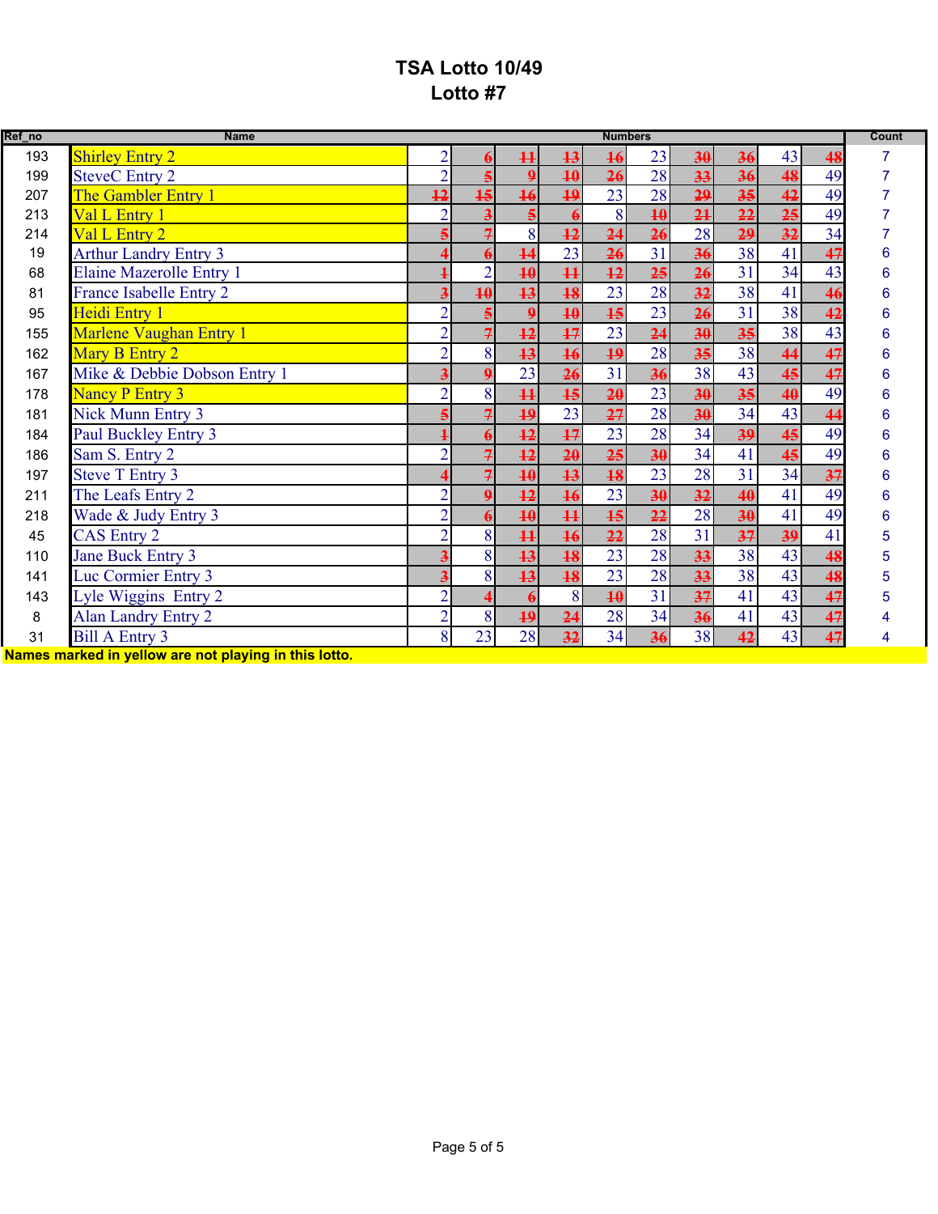# TSA Lotto 10/49
## Lotto #7

| Ref_no | Name | Numbers | | | | | | | | | | Count |
|---|---|---|---|---|---|---|---|---|---|---|---|---|
| 193 | Shirley Entry 2 | 2 | ~~6~~ | ~~11~~ | ~~13~~ | ~~16~~ | 23 | ~~30~~ | ~~36~~ | 43 | ~~48~~ | 7 |
| 199 | SteveC Entry 2 | 2 | ~~5~~ | ~~9~~ | ~~10~~ | ~~26~~ | 28 | ~~33~~ | ~~36~~ | ~~48~~ | 49 | 7 |
| 207 | The Gambler Entry 1 | ~~12~~ | ~~15~~ | ~~16~~ | ~~19~~ | 23 | 28 | ~~29~~ | ~~35~~ | ~~42~~ | 49 | 7 |
| 213 | Val L Entry 1 | 2 | ~~3~~ | ~~5~~ | ~~6~~ | 8 | ~~10~~ | ~~21~~ | ~~22~~ | ~~25~~ | 49 | 7 |
| 214 | Val L Entry 2 | ~~5~~ | ~~7~~ | 8 | ~~12~~ | ~~24~~ | ~~26~~ | 28 | ~~29~~ | ~~32~~ | 34 | 7 |
| 19 | Arthur Landry Entry 3 | ~~4~~ | ~~6~~ | ~~14~~ | 23 | ~~26~~ | 31 | ~~36~~ | 38 | 41 | ~~47~~ | 6 |
| 68 | Elaine Mazerolle Entry 1 | ~~1~~ | 2 | ~~10~~ | ~~11~~ | ~~12~~ | ~~25~~ | ~~26~~ | 31 | 34 | 43 | 6 |
| 81 | France Isabelle Entry 2 | ~~3~~ | ~~10~~ | ~~13~~ | ~~18~~ | 23 | 28 | ~~32~~ | 38 | 41 | ~~46~~ | 6 |
| 95 | Heidi Entry 1 | 2 | ~~5~~ | ~~9~~ | ~~10~~ | ~~15~~ | 23 | ~~26~~ | 31 | 38 | ~~42~~ | 6 |
| 155 | Marlene Vaughan Entry 1 | 2 | ~~7~~ | ~~12~~ | ~~17~~ | 23 | ~~24~~ | ~~30~~ | ~~35~~ | 38 | 43 | 6 |
| 162 | Mary B Entry 2 | 2 | 8 | ~~13~~ | ~~16~~ | ~~19~~ | 28 | ~~35~~ | 38 | ~~44~~ | ~~47~~ | 6 |
| 167 | Mike & Debbie Dobson Entry 1 | ~~3~~ | ~~9~~ | 23 | ~~26~~ | 31 | ~~36~~ | 38 | 43 | ~~45~~ | ~~47~~ | 6 |
| 178 | Nancy P Entry 3 | 2 | 8 | ~~11~~ | ~~15~~ | ~~20~~ | 23 | ~~30~~ | ~~35~~ | ~~40~~ | 49 | 6 |
| 181 | Nick Munn Entry 3 | ~~5~~ | ~~7~~ | ~~19~~ | 23 | ~~27~~ | 28 | ~~30~~ | 34 | 43 | ~~44~~ | 6 |
| 184 | Paul Buckley Entry 3 | ~~1~~ | ~~6~~ | ~~12~~ | ~~17~~ | 23 | 28 | 34 | ~~39~~ | ~~45~~ | 49 | 6 |
| 186 | Sam S. Entry 2 | 2 | ~~7~~ | ~~12~~ | ~~20~~ | ~~25~~ | ~~30~~ | 34 | 41 | ~~45~~ | 49 | 6 |
| 197 | Steve T Entry 3 | ~~4~~ | ~~7~~ | ~~10~~ | ~~13~~ | ~~18~~ | 23 | 28 | 31 | 34 | ~~37~~ | 6 |
| 211 | The Leafs Entry 2 | 2 | ~~9~~ | ~~12~~ | ~~16~~ | 23 | ~~30~~ | ~~32~~ | ~~40~~ | 41 | 49 | 6 |
| 218 | Wade & Judy Entry 3 | 2 | ~~6~~ | ~~10~~ | ~~11~~ | ~~15~~ | ~~22~~ | 28 | ~~30~~ | 41 | 49 | 6 |
| 45 | CAS Entry 2 | 2 | 8 | ~~11~~ | ~~16~~ | ~~22~~ | 28 | 31 | ~~37~~ | ~~39~~ | 41 | 5 |
| 110 | Jane Buck Entry 3 | ~~3~~ | 8 | ~~13~~ | ~~18~~ | 23 | 28 | ~~33~~ | 38 | 43 | ~~48~~ | 5 |
| 141 | Luc Cormier Entry 3 | ~~3~~ | 8 | ~~13~~ | ~~18~~ | 23 | 28 | ~~33~~ | 38 | 43 | ~~48~~ | 5 |
| 143 | Lyle Wiggins Entry 2 | 2 | ~~4~~ | ~~6~~ | 8 | ~~10~~ | 31 | ~~37~~ | 41 | 43 | ~~47~~ | 5 |
| 8 | Alan Landry Entry 2 | 2 | 8 | ~~19~~ | ~~24~~ | 28 | 34 | ~~36~~ | 41 | 43 | ~~47~~ | 4 |
| 31 | Bill A Entry 3 | 8 | 23 | 28 | ~~32~~ | 34 | ~~36~~ | 38 | ~~42~~ | 43 | ~~47~~ | 4 |

**Names marked in yellow are not playing in this lotto.**